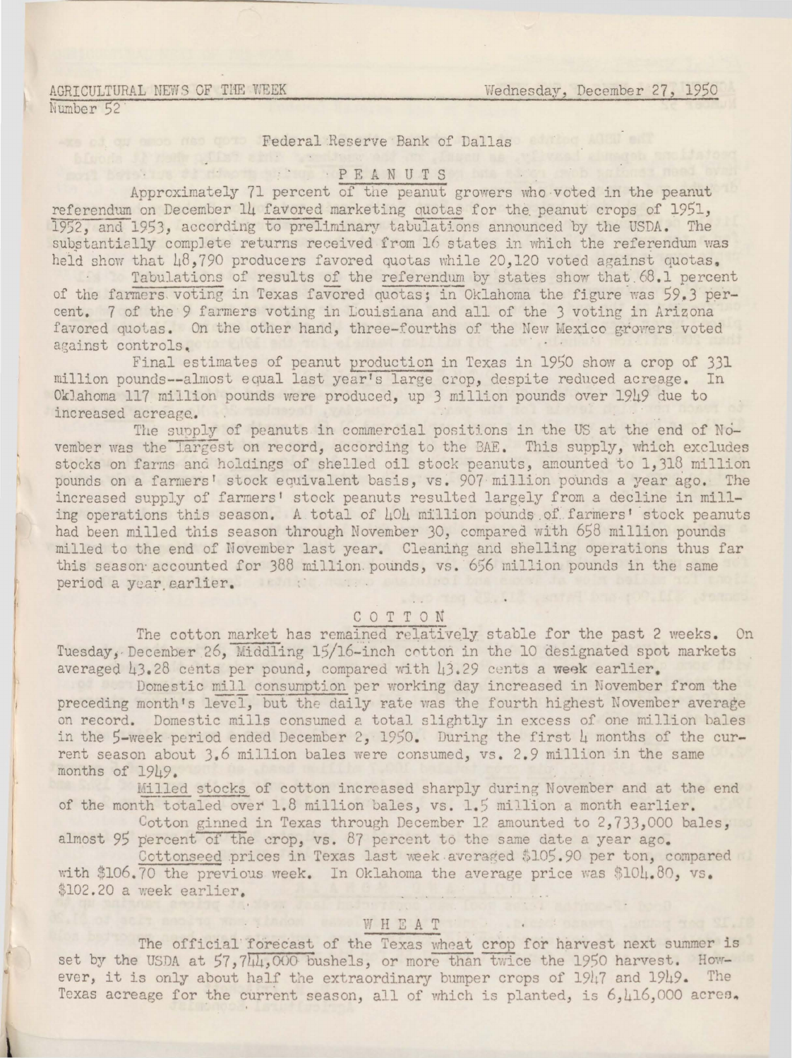AGRICULTURAL NEWS OF THE WEEK — Wednesday, December 27, 1950

Number 52

Federal Reserve Bank of Dallas

## PEANUTS

Approximately 71 percent of the peanut growers who voted in the peanut referendum on December 14 favored marketing quotas for the peanut crops of 1951, 1952, and 1953, according to preliminary tabulations announced by the USDA. The substantially complete returns received from 16 states in which the referendum was held show that 48,790 producers favored quotas while 20,120 voted against quotas.

Tabulations of results of the referendum by states show that 68.1 percent of the farmers voting in Texas favored quotas; in Oklahoma the figure was 59.3 percent. 7 of the 9 farmers voting in Louisiana and all of the 3 voting in Arizona favored quotas. On the other hand, three-fourths of the New Mexico growers voted against controls.

Final estimates of peanut production in Texas in 1950 show a crop of 331 million pounds--almost equal last year's large crop, despite reduced acreage. In Oklahoma 117 million pounds were produced, up 3 million pounds over 1949 due to increased acreage.

The supply of peanuts in commercial positions in the US at the end of November was the largest on record, according to the BAE. This supply, which excludes stocks on farms and holdings of shelled oil stock peanuts, amounted to 1,318 million pounds on a farmers' stock equivalent basis, vs. 907 million pounds a year ago. The increased supply of farmers' stock peanuts resulted largely from a decline in milling operations this season. A total of 404 million pounds of farmers' stock peanuts had been milled this season through November 30, compared with 658 million pounds milled to the end of November last year. Cleaning and shelling operations thus far this season accounted for 388 million pounds, vs. 656 million pounds in the same period a year earlier.

## COTTON

The cotton market has remained relatively stable for the past 2 weeks. On Tuesday, December 26, Middling 15/16-inch cotton in the 10 designated spot markets averaged 43.28 cents per pound, compared with 43.29 cents a week earlier.

Domestic mill consumption per working day increased in November from the preceding month's level, but the daily rate was the fourth highest November average on record. Domestic mills consumed a total slightly in excess of one million bales in the 5-week period ended December 2, 1950. During the first 4 months of the current season about 3.6 million bales were consumed, vs. 2.9 million in the same months of 1949.

Milled stocks of cotton increased sharply during November and at the end of the month totaled over 1.8 million bales, vs. 1.5 million a month earlier.

Cotton ginned in Texas through December 12 amounted to 2,733,000 bales, almost 95 percent of the crop, vs. 87 percent to the same date a year ago.

Cottonseed prices in Texas last week averaged $105.90 per ton, compared with $106.70 the previous week. In Oklahoma the average price was $104.80, vs. $102.20 a week earlier.

## WHEAT

The official forecast of the Texas wheat crop for harvest next summer is set by the USDA at 57,744,000 bushels, or more than twice the 1950 harvest. However, it is only about half the extraordinary bumper crops of 1947 and 1949. The Texas acreage for the current season, all of which is planted, is 6,416,000 acres.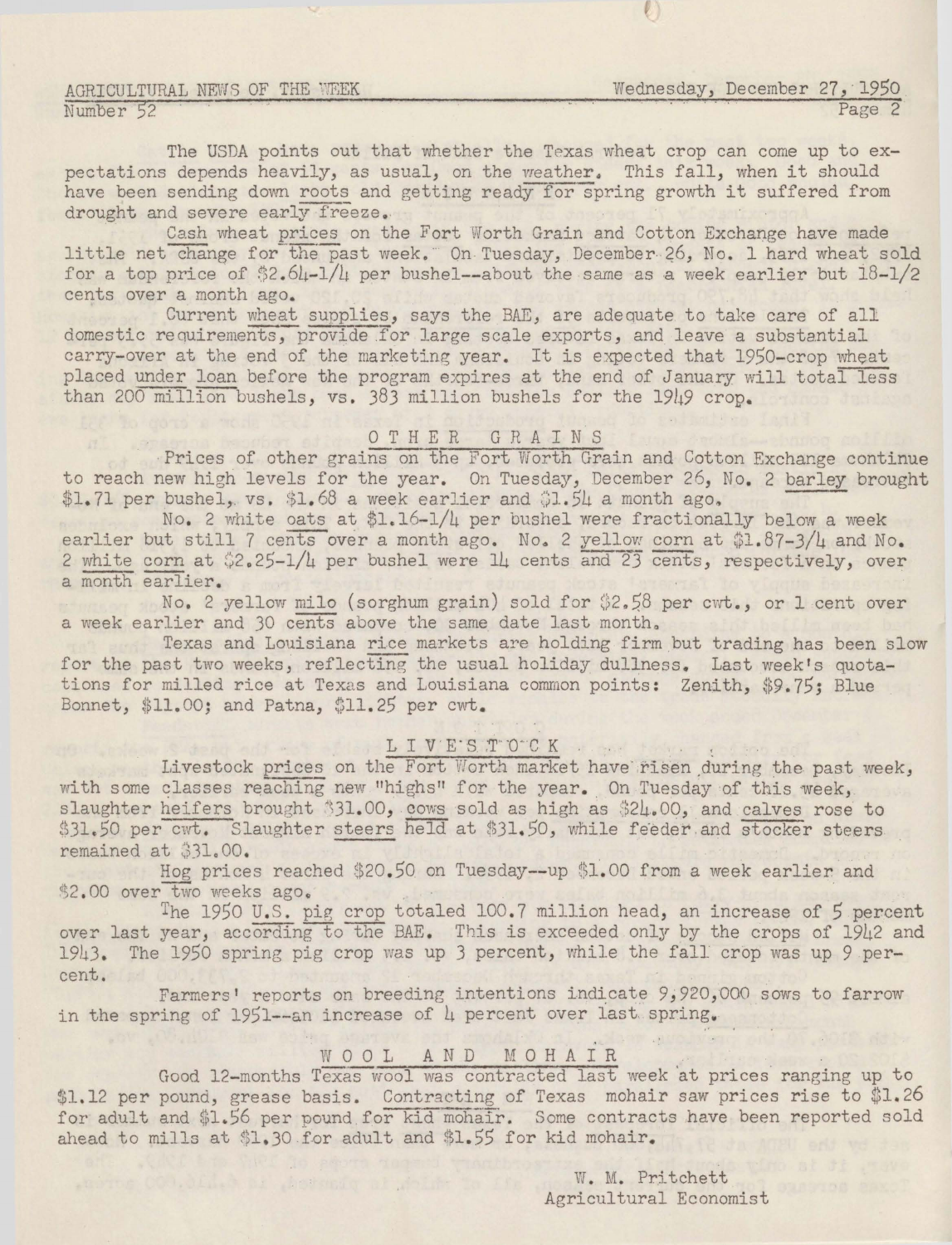The USDA points out that whether the Texas wheat crop can come up to expectations depends heavily, as usual, on the weather. This fall, when it should have been sending down roots and getting ready for spring growth it suffered from drought and severe early freeze.

Cash wheat prices on the Fort Worth Grain and Cotton Exchange have made little net change for the past week. On Tuesday, December 26, No. 1 hard wheat sold for a top price of \$2.64-1/4 per bushel--about the same as a week earlier but 18-1/2 cents over a month ago.

Current wheat supplies, says the BAE, are adequate to take care of all domestic requirements, provide for large scale exports, and leave a substantial carry-over at the end of the marketing year. It is expected that 1950-crop wheat placed under loan before the program expires at the end of January will total less than 200 million bushels, vs. 383 million bushels for the 1949 crop.

## OTHER GRAINS

Prices of other grains on the Fort Worth Grain and Cotton Exchange continue to reach new high levels for the year. On Tuesday, December 26, No. 2 barley brought \$1.71 per bushel, vs. \$1.68 a week earlier and \$1.54 a month ago.

No. 2 white oats at \$1.16-1/4 per bushel were fractionally below a week earlier but still 7 cents over a month ago. No. 2 yellow corn at \$1.87-3/4 and No. 2 white corn at \$2.25-1/4 per bushel were 14 cents and 23 cents, respectively, over a month earlier.

No. 2 yellow milo (sorghum grain) sold for \$2.58 per cwt., or 1 cent over a week earlier and 30 cents above the same date last month.

Texas and Louisiana rice markets are holding firm but trading has been slow for the past two weeks, reflecting the usual holiday dullness. Last week's quotations for milled rice at Texas and Louisiana common points: Zenith, \$9.75; Blue Bonnet, \$11.00; and Patna, \$11.25 per cwt.

## LIVESTOCK

Livestock prices on the Fort Worth market have risen during the past week, with some classes reaching new "highs" for the year. On Tuesday of this week, slaughter heifers brought \$31.00, cows sold as high as \$24.00, and calves rose to \$31.50 per cwt. Slaughter steers held at \$31.50, while feeder and stocker steers remained at \$31.00.

Hog prices reached \$20.50 on Tuesday--up \$1.00 from a week earlier and \$2.00 over two weeks ago.

The 1950 U.S. pig crop totaled 100.7 million head, an increase of 5 percent over last year, according to the BAE. This is exceeded only by the crops of 1942 and 1943. The 1950 spring pig crop was up 3 percent, while the fall crop was up 9 percent.

Farmers' reports on breeding intentions indicate 9,920,000 sows to farrow in the spring of 1951--an increase of 4 percent over last spring.

## WOOL AND MOHAIR

Good 12-months Texas wool was contracted last week at prices ranging up to \$1.12 per pound, grease basis. Contracting of Texas mohair saw prices rise to \$1.26 for adult and \$1.56 per pound for kid mohair. Some contracts have been reported sold ahead to mills at \$1.30 for adult and \$1.55 for kid mohair.

W. M. Pritchett
Agricultural Economist